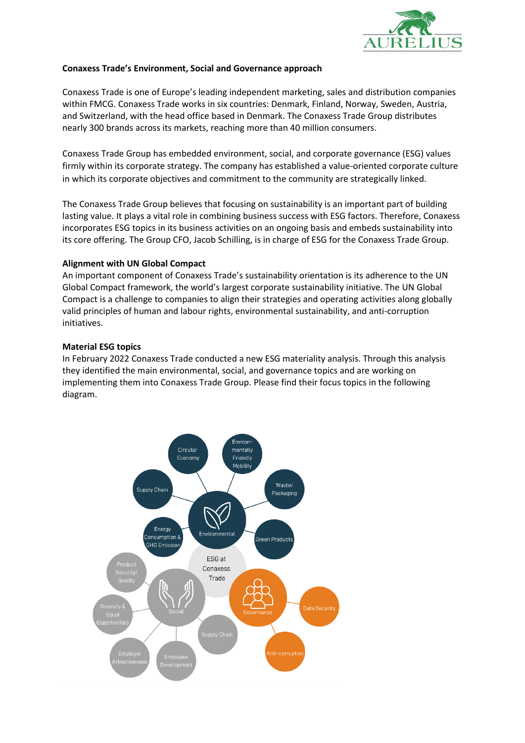**Conaxess Trade's Environment, Social and Governance approach**

Conaxess Trade is one of Europe's leading independent marketing, sales and distribution companies within FMCG. Conaxess Trade works in six countries: Denmark, Finland, Norway, Sweden, Austria, and Switzerland, with the head office based in Denmark. The Conaxess Trade Group distributes nearly 300 brands across its markets, reaching more than 40 million consumers.

Conaxess Trade Group has embedded environment, social, and corporate governance (ESG) values firmly within its corporate strategy. The company has established a value-oriented corporate culture in which its corporate objectives and commitment to the community are strategically linked.

The Conaxess Trade Group believes that focusing on sustainability is an important part of building lasting value. It plays a vital role in combining business success with ESG factors. Therefore, Conaxess incorporates ESG topics in its business activities on an ongoing basis and embeds sustainability into its core offering. The Group CFO, Jacob Schilling, is in charge of ESG for the Conaxess Trade Group.

**Alignment with UN Global Compact**

An important component of Conaxess Trade's sustainability orientation is its adherence to the UN Global Compact framework, the world's largest corporate sustainability initiative. The UN Global Compact is a challenge to companies to align their strategies and operating activities along globally valid principles of human and labour rights, environmental sustainability, and anti-corruption initiatives.

**Material ESG topics**

In February 2022 Conaxess Trade conducted a new ESG materiality analysis. Through this analysis they identified the main environmental, social, and governance topics and are working on implementing them into Conaxess Trade Group. Please find their focus topics in the following diagram.

ESG at Conaxess Trade

- Environmental
  - Circular Economy
  - Environmentally Friendly Mobility
  - Waste/ Packaging
  - Green Products
  - Energy Consumption & GHG Emission
  - Supply Chain
- Social
  - Product Security/ Quality
  - Diversity & Equal Opportunities
  - Employer Attractiveness
  - Employee Development
  - Supply Chain
- Governance
  - Data Security
  - Anti-corruption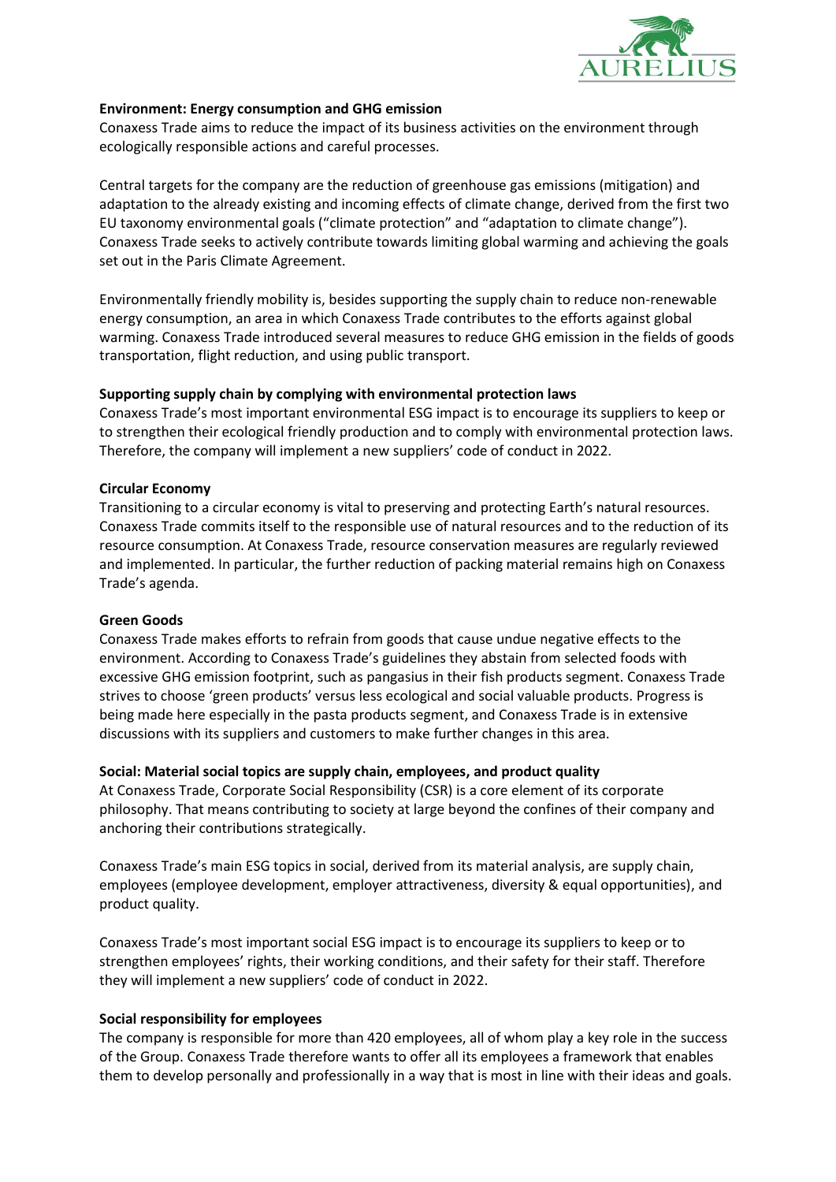**Environment: Energy consumption and GHG emission**

Conaxess Trade aims to reduce the impact of its business activities on the environment through ecologically responsible actions and careful processes.

Central targets for the company are the reduction of greenhouse gas emissions (mitigation) and adaptation to the already existing and incoming effects of climate change, derived from the first two EU taxonomy environmental goals ("climate protection" and "adaptation to climate change"). Conaxess Trade seeks to actively contribute towards limiting global warming and achieving the goals set out in the Paris Climate Agreement.

Environmentally friendly mobility is, besides supporting the supply chain to reduce non-renewable energy consumption, an area in which Conaxess Trade contributes to the efforts against global warming. Conaxess Trade introduced several measures to reduce GHG emission in the fields of goods transportation, flight reduction, and using public transport.

**Supporting supply chain by complying with environmental protection laws**

Conaxess Trade's most important environmental ESG impact is to encourage its suppliers to keep or to strengthen their ecological friendly production and to comply with environmental protection laws. Therefore, the company will implement a new suppliers' code of conduct in 2022.

**Circular Economy**

Transitioning to a circular economy is vital to preserving and protecting Earth's natural resources. Conaxess Trade commits itself to the responsible use of natural resources and to the reduction of its resource consumption. At Conaxess Trade, resource conservation measures are regularly reviewed and implemented. In particular, the further reduction of packing material remains high on Conaxess Trade's agenda.

**Green Goods**

Conaxess Trade makes efforts to refrain from goods that cause undue negative effects to the environment. According to Conaxess Trade's guidelines they abstain from selected foods with excessive GHG emission footprint, such as pangasius in their fish products segment. Conaxess Trade strives to choose 'green products' versus less ecological and social valuable products. Progress is being made here especially in the pasta products segment, and Conaxess Trade is in extensive discussions with its suppliers and customers to make further changes in this area.

**Social: Material social topics are supply chain, employees, and product quality**

At Conaxess Trade, Corporate Social Responsibility (CSR) is a core element of its corporate philosophy. That means contributing to society at large beyond the confines of their company and anchoring their contributions strategically.

Conaxess Trade's main ESG topics in social, derived from its material analysis, are supply chain, employees (employee development, employer attractiveness, diversity & equal opportunities), and product quality.

Conaxess Trade's most important social ESG impact is to encourage its suppliers to keep or to strengthen employees' rights, their working conditions, and their safety for their staff. Therefore they will implement a new suppliers' code of conduct in 2022.

**Social responsibility for employees**

The company is responsible for more than 420 employees, all of whom play a key role in the success of the Group. Conaxess Trade therefore wants to offer all its employees a framework that enables them to develop personally and professionally in a way that is most in line with their ideas and goals.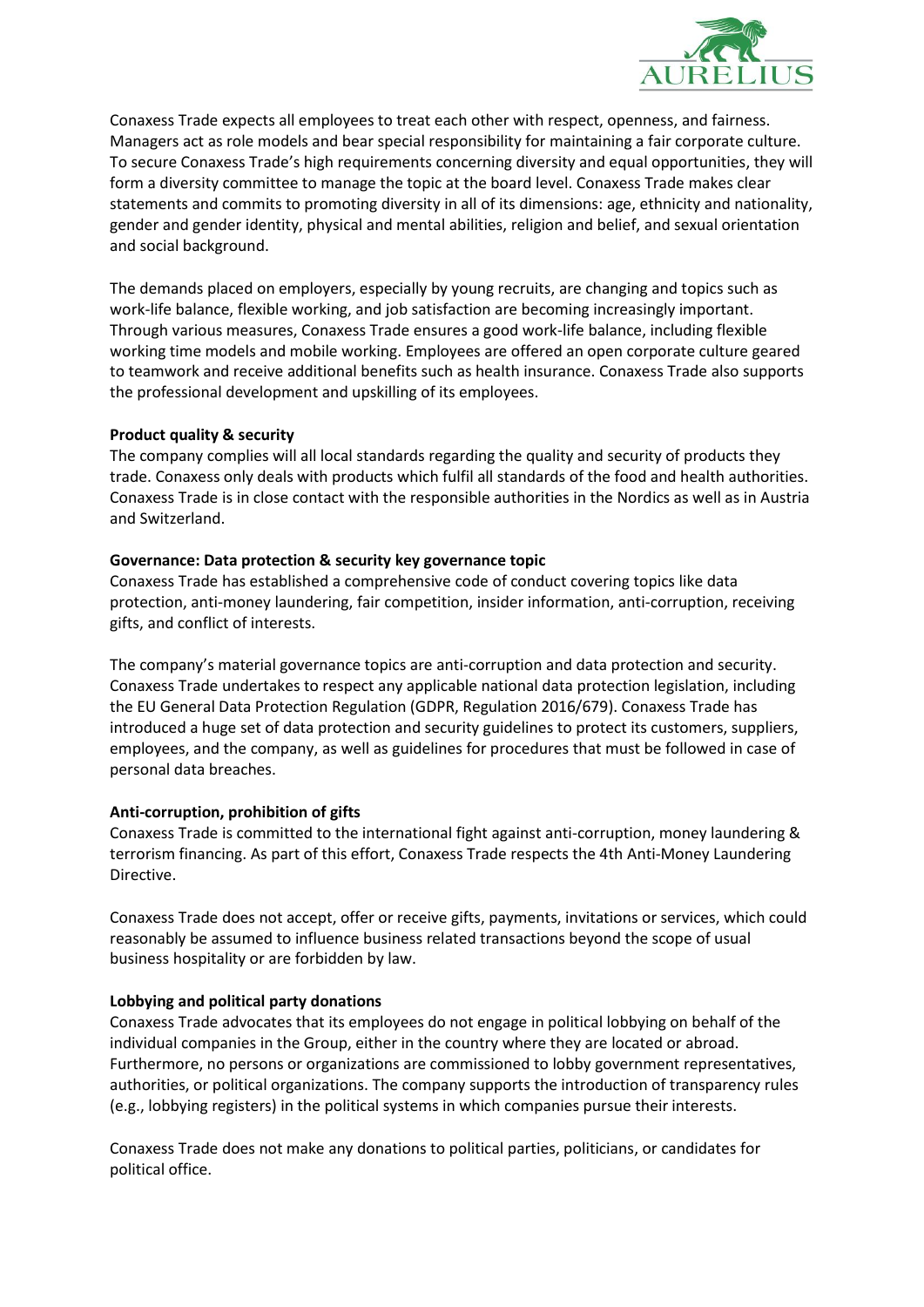Conaxess Trade expects all employees to treat each other with respect, openness, and fairness. Managers act as role models and bear special responsibility for maintaining a fair corporate culture. To secure Conaxess Trade's high requirements concerning diversity and equal opportunities, they will form a diversity committee to manage the topic at the board level. Conaxess Trade makes clear statements and commits to promoting diversity in all of its dimensions: age, ethnicity and nationality, gender and gender identity, physical and mental abilities, religion and belief, and sexual orientation and social background.

The demands placed on employers, especially by young recruits, are changing and topics such as work-life balance, flexible working, and job satisfaction are becoming increasingly important. Through various measures, Conaxess Trade ensures a good work-life balance, including flexible working time models and mobile working. Employees are offered an open corporate culture geared to teamwork and receive additional benefits such as health insurance. Conaxess Trade also supports the professional development and upskilling of its employees.

**Product quality & security**

The company complies will all local standards regarding the quality and security of products they trade. Conaxess only deals with products which fulfil all standards of the food and health authorities. Conaxess Trade is in close contact with the responsible authorities in the Nordics as well as in Austria and Switzerland.

**Governance: Data protection & security key governance topic**

Conaxess Trade has established a comprehensive code of conduct covering topics like data protection, anti-money laundering, fair competition, insider information, anti-corruption, receiving gifts, and conflict of interests.

The company's material governance topics are anti-corruption and data protection and security. Conaxess Trade undertakes to respect any applicable national data protection legislation, including the EU General Data Protection Regulation (GDPR, Regulation 2016/679). Conaxess Trade has introduced a huge set of data protection and security guidelines to protect its customers, suppliers, employees, and the company, as well as guidelines for procedures that must be followed in case of personal data breaches.

**Anti-corruption, prohibition of gifts**

Conaxess Trade is committed to the international fight against anti-corruption, money laundering & terrorism financing. As part of this effort, Conaxess Trade respects the 4th Anti-Money Laundering Directive.

Conaxess Trade does not accept, offer or receive gifts, payments, invitations or services, which could reasonably be assumed to influence business related transactions beyond the scope of usual business hospitality or are forbidden by law.

**Lobbying and political party donations**

Conaxess Trade advocates that its employees do not engage in political lobbying on behalf of the individual companies in the Group, either in the country where they are located or abroad. Furthermore, no persons or organizations are commissioned to lobby government representatives, authorities, or political organizations. The company supports the introduction of transparency rules (e.g., lobbying registers) in the political systems in which companies pursue their interests.

Conaxess Trade does not make any donations to political parties, politicians, or candidates for political office.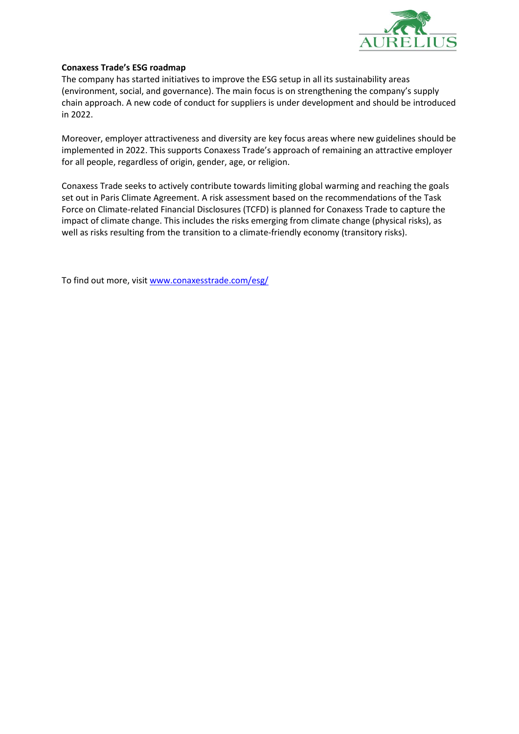**Conaxess Trade's ESG roadmap**

The company has started initiatives to improve the ESG setup in all its sustainability areas (environment, social, and governance). The main focus is on strengthening the company's supply chain approach. A new code of conduct for suppliers is under development and should be introduced in 2022.

Moreover, employer attractiveness and diversity are key focus areas where new guidelines should be implemented in 2022. This supports Conaxess Trade's approach of remaining an attractive employer for all people, regardless of origin, gender, age, or religion.

Conaxess Trade seeks to actively contribute towards limiting global warming and reaching the goals set out in Paris Climate Agreement. A risk assessment based on the recommendations of the Task Force on Climate-related Financial Disclosures (TCFD) is planned for Conaxess Trade to capture the impact of climate change. This includes the risks emerging from climate change (physical risks), as well as risks resulting from the transition to a climate-friendly economy (transitory risks).

To find out more, visit [www.conaxesstrade.com/esg/](www.conaxesstrade.com/esg/)